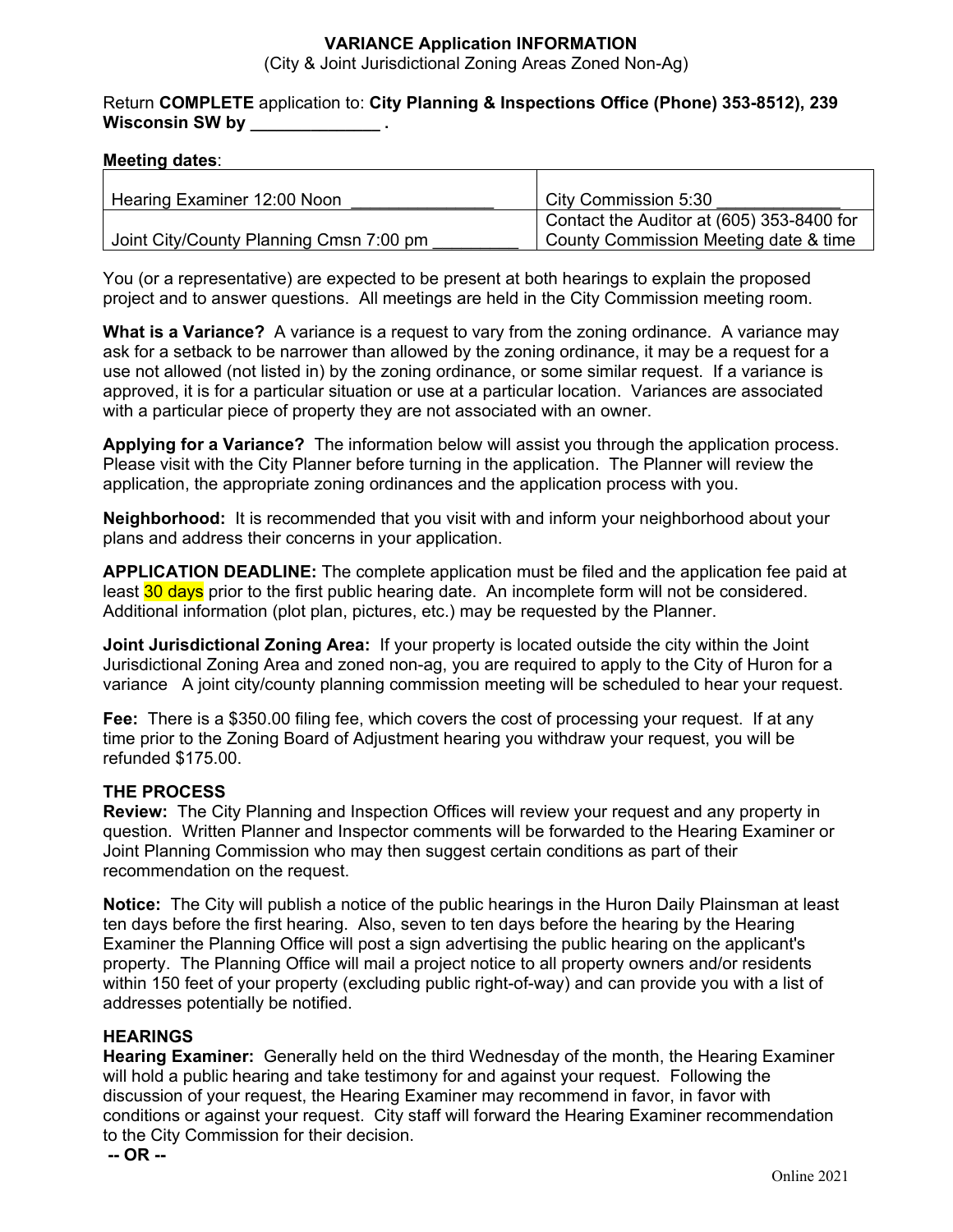**VARIANCE Application INFORMATION**

(City & Joint Jurisdictional Zoning Areas Zoned Non-Ag)

Return **COMPLETE** application to: **City Planning & Inspections Office (Phone) 353-8512), 239 Wisconsin SW by _____________ .**

**Meeting dates**:

| | |
|---|---|
| Hearing Examiner 12:00 Noon _______________ | City Commission 5:30 _____________ |
| Joint City/County Planning Cmsn 7:00 pm _________ | Contact the Auditor at (605) 353-8400 for County Commission Meeting date & time |

You (or a representative) are expected to be present at both hearings to explain the proposed project and to answer questions. All meetings are held in the City Commission meeting room.

**What is a Variance?** A variance is a request to vary from the zoning ordinance. A variance may ask for a setback to be narrower than allowed by the zoning ordinance, it may be a request for a use not allowed (not listed in) by the zoning ordinance, or some similar request. If a variance is approved, it is for a particular situation or use at a particular location. Variances are associated with a particular piece of property they are not associated with an owner.

**Applying for a Variance?** The information below will assist you through the application process. Please visit with the City Planner before turning in the application. The Planner will review the application, the appropriate zoning ordinances and the application process with you.

**Neighborhood:** It is recommended that you visit with and inform your neighborhood about your plans and address their concerns in your application.

**APPLICATION DEADLINE:** The complete application must be filed and the application fee paid at least 30 days prior to the first public hearing date. An incomplete form will not be considered. Additional information (plot plan, pictures, etc.) may be requested by the Planner.

**Joint Jurisdictional Zoning Area:** If your property is located outside the city within the Joint Jurisdictional Zoning Area and zoned non-ag, you are required to apply to the City of Huron for a variance A joint city/county planning commission meeting will be scheduled to hear your request.

**Fee:** There is a $350.00 filing fee, which covers the cost of processing your request. If at any time prior to the Zoning Board of Adjustment hearing you withdraw your request, you will be refunded $175.00.

**THE PROCESS**

**Review:** The City Planning and Inspection Offices will review your request and any property in question. Written Planner and Inspector comments will be forwarded to the Hearing Examiner or Joint Planning Commission who may then suggest certain conditions as part of their recommendation on the request.

**Notice:** The City will publish a notice of the public hearings in the Huron Daily Plainsman at least ten days before the first hearing. Also, seven to ten days before the hearing by the Hearing Examiner the Planning Office will post a sign advertising the public hearing on the applicant's property. The Planning Office will mail a project notice to all property owners and/or residents within 150 feet of your property (excluding public right-of-way) and can provide you with a list of addresses potentially be notified.

**HEARINGS**

**Hearing Examiner:** Generally held on the third Wednesday of the month, the Hearing Examiner will hold a public hearing and take testimony for and against your request. Following the discussion of your request, the Hearing Examiner may recommend in favor, in favor with conditions or against your request. City staff will forward the Hearing Examiner recommendation to the City Commission for their decision.

**-- OR --**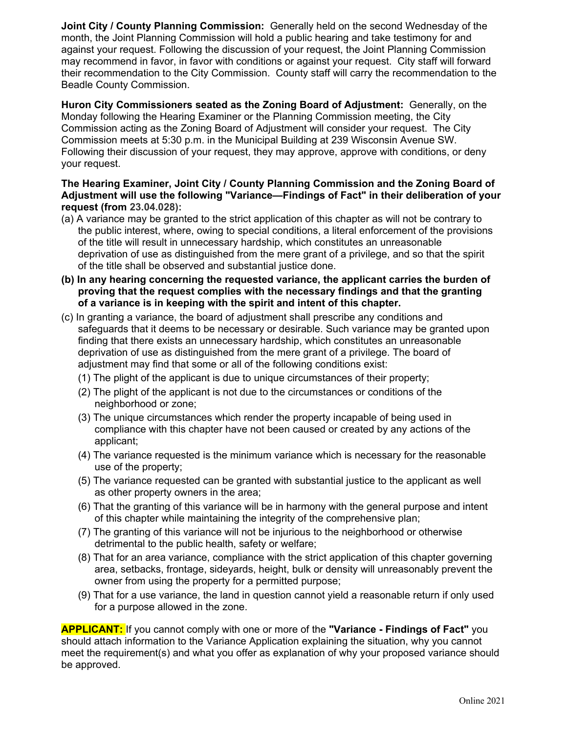**Joint City / County Planning Commission:** Generally held on the second Wednesday of the month, the Joint Planning Commission will hold a public hearing and take testimony for and against your request. Following the discussion of your request, the Joint Planning Commission may recommend in favor, in favor with conditions or against your request. City staff will forward their recommendation to the City Commission. County staff will carry the recommendation to the Beadle County Commission.

**Huron City Commissioners seated as the Zoning Board of Adjustment:** Generally, on the Monday following the Hearing Examiner or the Planning Commission meeting, the City Commission acting as the Zoning Board of Adjustment will consider your request. The City Commission meets at 5:30 p.m. in the Municipal Building at 239 Wisconsin Avenue SW. Following their discussion of your request, they may approve, approve with conditions, or deny your request.

**The Hearing Examiner, Joint City / County Planning Commission and the Zoning Board of Adjustment will use the following "Variance—Findings of Fact" in their deliberation of your request (from 23.04.028):**

(a) A variance may be granted to the strict application of this chapter as will not be contrary to the public interest, where, owing to special conditions, a literal enforcement of the provisions of the title will result in unnecessary hardship, which constitutes an unreasonable deprivation of use as distinguished from the mere grant of a privilege, and so that the spirit of the title shall be observed and substantial justice done.

**(b) In any hearing concerning the requested variance, the applicant carries the burden of proving that the request complies with the necessary findings and that the granting of a variance is in keeping with the spirit and intent of this chapter.**

(c) In granting a variance, the board of adjustment shall prescribe any conditions and safeguards that it deems to be necessary or desirable. Such variance may be granted upon finding that there exists an unnecessary hardship, which constitutes an unreasonable deprivation of use as distinguished from the mere grant of a privilege. The board of adjustment may find that some or all of the following conditions exist:

(1) The plight of the applicant is due to unique circumstances of their property;

(2) The plight of the applicant is not due to the circumstances or conditions of the neighborhood or zone;

(3) The unique circumstances which render the property incapable of being used in compliance with this chapter have not been caused or created by any actions of the applicant;

(4) The variance requested is the minimum variance which is necessary for the reasonable use of the property;

(5) The variance requested can be granted with substantial justice to the applicant as well as other property owners in the area;

(6) That the granting of this variance will be in harmony with the general purpose and intent of this chapter while maintaining the integrity of the comprehensive plan;

(7) The granting of this variance will not be injurious to the neighborhood or otherwise detrimental to the public health, safety or welfare;

(8) That for an area variance, compliance with the strict application of this chapter governing area, setbacks, frontage, sideyards, height, bulk or density will unreasonably prevent the owner from using the property for a permitted purpose;

(9) That for a use variance, the land in question cannot yield a reasonable return if only used for a purpose allowed in the zone.

**APPLICANT:** If you cannot comply with one or more of the **"Variance - Findings of Fact"** you should attach information to the Variance Application explaining the situation, why you cannot meet the requirement(s) and what you offer as explanation of why your proposed variance should be approved.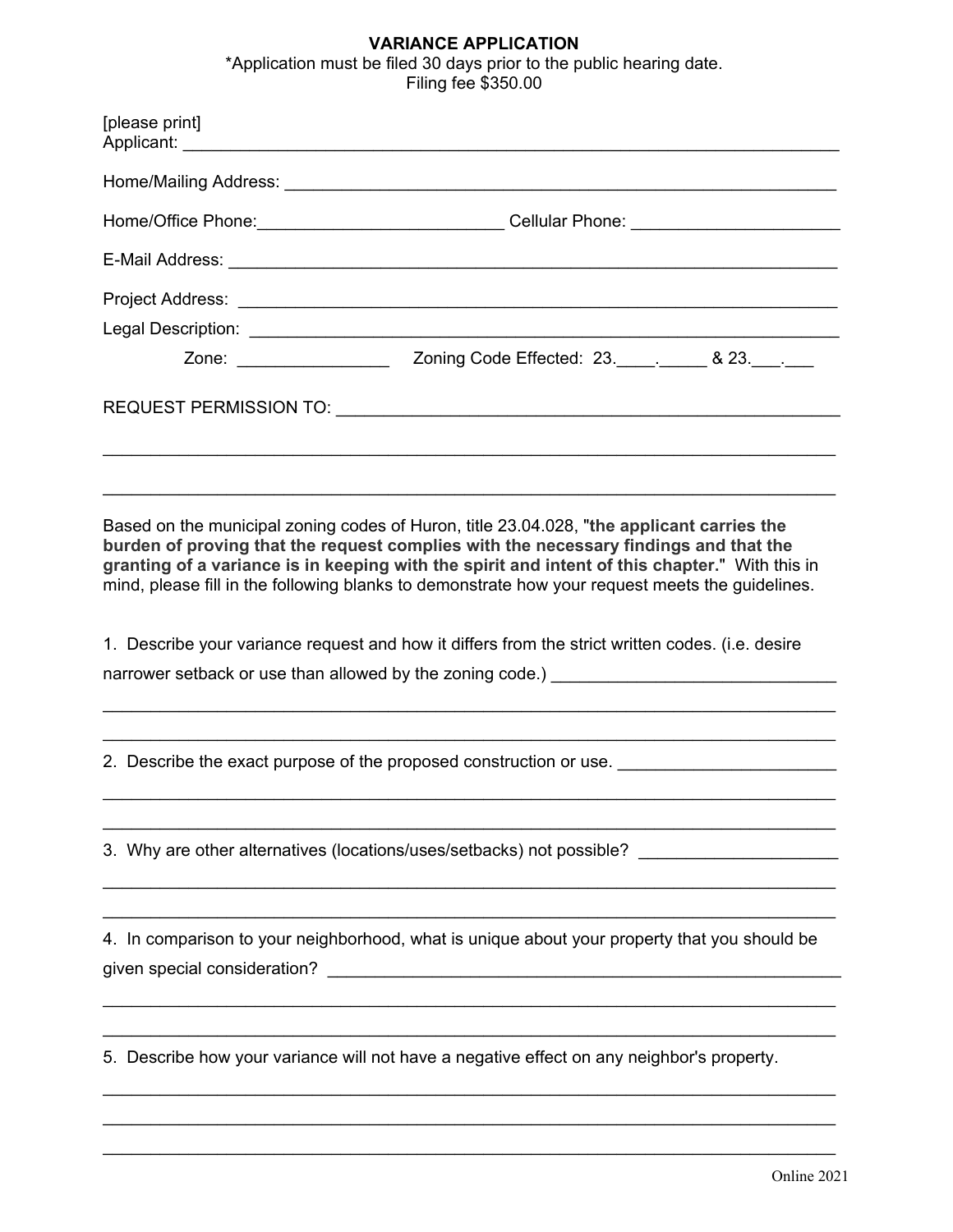# VARIANCE APPLICATION

*Application must be filed 30 days prior to the public hearing date.
Filing fee $350.00

[please print]
Applicant: ______________________________________________________________________

Home/Mailing Address: ____________________________________________________________

Home/Office Phone:__________________________ Cellular Phone: ______________________

E-Mail Address: __________________________________________________________________

Project Address: _________________________________________________________________

Legal Description: ________________________________________________________________

Zone: ________________ Zoning Code Effected: 23.____._____ & 23.___.___

REQUEST PERMISSION TO: ______________________________________________________

_________________________________________________________________________________

_________________________________________________________________________________

Based on the municipal zoning codes of Huron, title 23.04.028, "**the applicant carries the burden of proving that the request complies with the necessary findings and that the granting of a variance is in keeping with the spirit and intent of this chapter.**" With this in mind, please fill in the following blanks to demonstrate how your request meets the guidelines.

1. Describe your variance request and how it differs from the strict written codes. (i.e. desire narrower setback or use than allowed by the zoning code.) ______________________________

_________________________________________________________________________________

_________________________________________________________________________________

2. Describe the exact purpose of the proposed construction or use. _______________________

_________________________________________________________________________________

_________________________________________________________________________________

3. Why are other alternatives (locations/uses/setbacks) not possible? _____________________

_________________________________________________________________________________

_________________________________________________________________________________

4. In comparison to your neighborhood, what is unique about your property that you should be given special consideration? _______________________________________________________

_________________________________________________________________________________

_________________________________________________________________________________

5. Describe how your variance will not have a negative effect on any neighbor's property.

_________________________________________________________________________________

_________________________________________________________________________________

_________________________________________________________________________________

Online 2021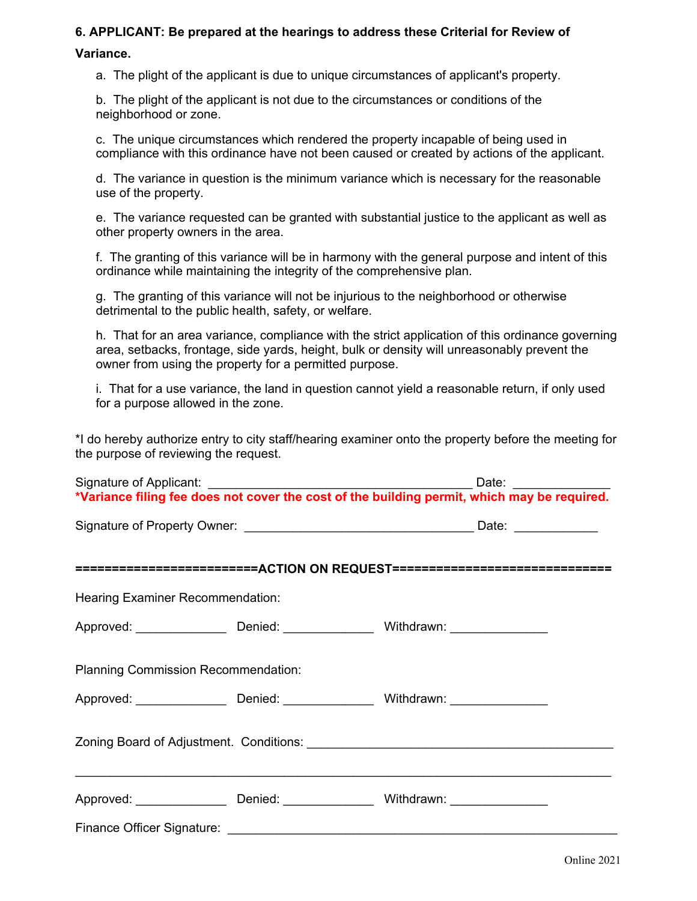**6. APPLICANT: Be prepared at the hearings to address these Criterial for Review of Variance.**

a. The plight of the applicant is due to unique circumstances of applicant's property.

b. The plight of the applicant is not due to the circumstances or conditions of the neighborhood or zone.

c. The unique circumstances which rendered the property incapable of being used in compliance with this ordinance have not been caused or created by actions of the applicant.

d. The variance in question is the minimum variance which is necessary for the reasonable use of the property.

e. The variance requested can be granted with substantial justice to the applicant as well as other property owners in the area.

f. The granting of this variance will be in harmony with the general purpose and intent of this ordinance while maintaining the integrity of the comprehensive plan.

g. The granting of this variance will not be injurious to the neighborhood or otherwise detrimental to the public health, safety, or welfare.

h. That for an area variance, compliance with the strict application of this ordinance governing area, setbacks, frontage, side yards, height, bulk or density will unreasonably prevent the owner from using the property for a permitted purpose.

i. That for a use variance, the land in question cannot yield a reasonable return, if only used for a purpose allowed in the zone.

*I do hereby authorize entry to city staff/hearing examiner onto the property before the meeting for the purpose of reviewing the request.

Signature of Applicant: ________________________________________ Date: ______________

**\*Variance filing fee does not cover the cost of the building permit, which may be required.**

Signature of Property Owner: __________________________________ Date: ____________

**========================ACTION ON REQUEST=============================**

Hearing Examiner Recommendation:

Approved: _____________ Denied: _____________ Withdrawn: ______________

Planning Commission Recommendation:

Approved: _____________ Denied: _____________ Withdrawn: ______________

Zoning Board of Adjustment. Conditions: _____________________________________________

_________________________________________________________________________________

Approved: _____________ Denied: _____________ Withdrawn: ______________

Finance Officer Signature: _________________________________________________________

Online 2021